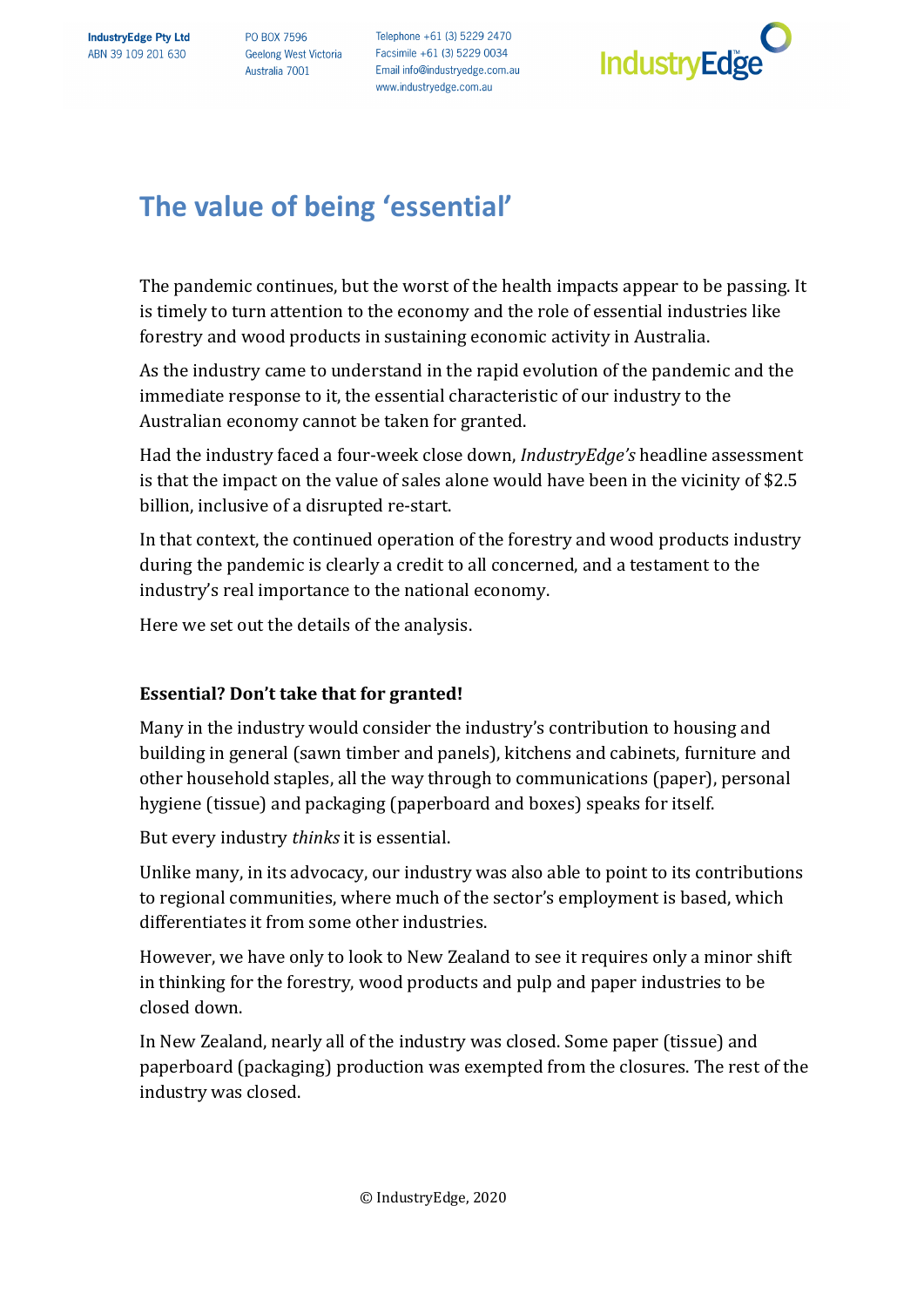# The value of being 'essential'

The pandemic continues, but the worst of the health impacts appear to be passing. It is timely to turn attention to the economy and the role of essential industries like forestry and wood products in sustaining economic activity in Australia.

As the industry came to understand in the rapid evolution of the pandemic and the immediate response to it, the essential characteristic of our industry to the Australian economy cannot be taken for granted.

Had the industry faced a four-week close down, *IndustryEdge's* headline assessment is that the impact on the value of sales alone would have been in the vicinity of $2.5 billion, inclusive of a disrupted re-start.

In that context, the continued operation of the forestry and wood products industry during the pandemic is clearly a credit to all concerned, and a testament to the industry's real importance to the national economy.

Here we set out the details of the analysis.

## Essential? Don't take that for granted!

Many in the industry would consider the industry's contribution to housing and building in general (sawn timber and panels), kitchens and cabinets, furniture and other household staples, all the way through to communications (paper), personal hygiene (tissue) and packaging (paperboard and boxes) speaks for itself.

But every industry *thinks* it is essential.

Unlike many, in its advocacy, our industry was also able to point to its contributions to regional communities, where much of the sector's employment is based, which differentiates it from some other industries.

However, we have only to look to New Zealand to see it requires only a minor shift in thinking for the forestry, wood products and pulp and paper industries to be closed down.

In New Zealand, nearly all of the industry was closed. Some paper (tissue) and paperboard (packaging) production was exempted from the closures. The rest of the industry was closed.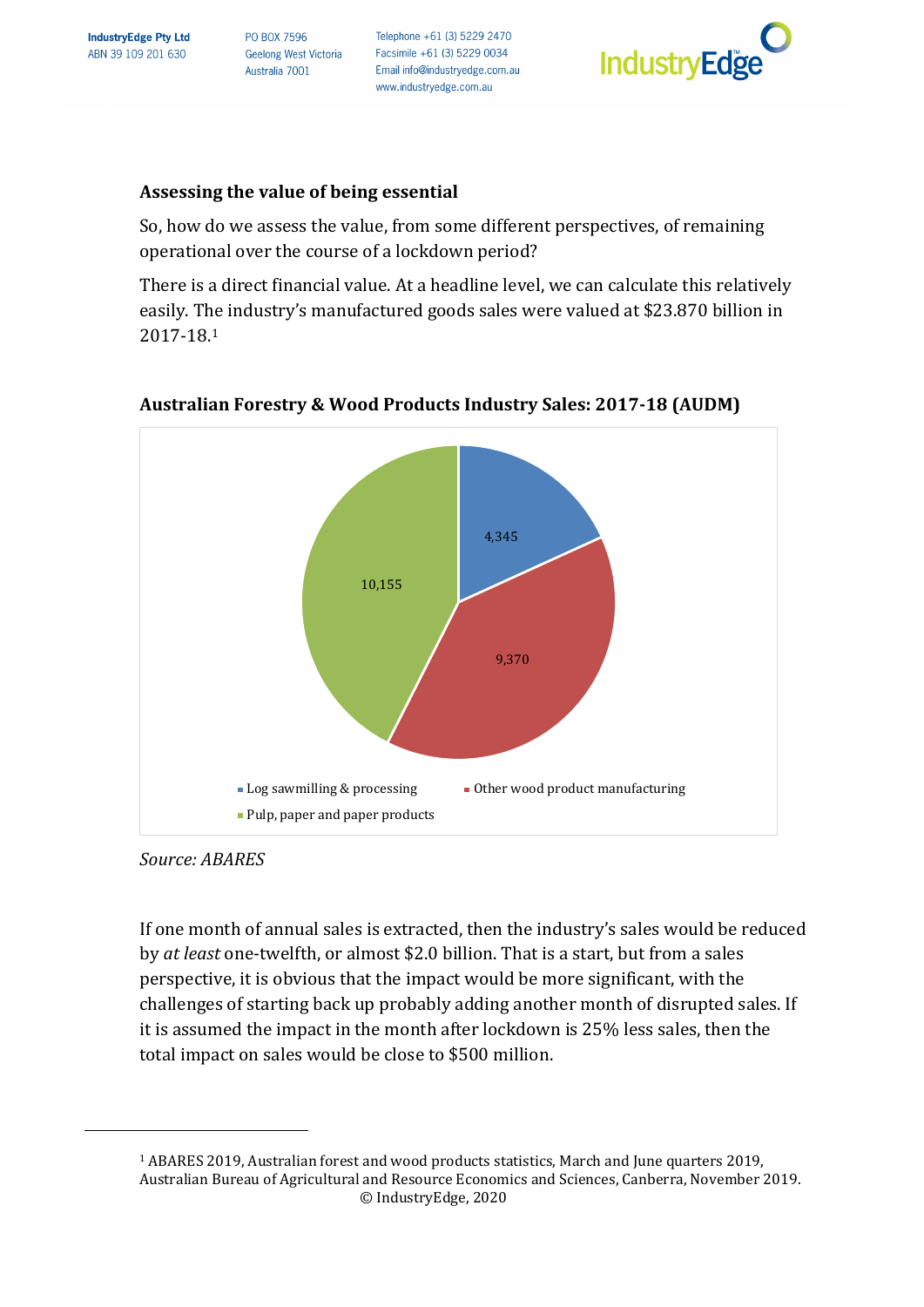## Assessing the value of being essential

So, how do we assess the value, from some different perspectives, of remaining operational over the course of a lockdown period?

There is a direct financial value. At a headline level, we can calculate this relatively easily. The industry's manufactured goods sales were valued at $23.870 billion in 2017-18.[1]

**Australian Forestry & Wood Products Industry Sales: 2017-18 (AUDM)**

| Segment | Sales (AUDM) |
| --- | --- |
| Log sawmilling & processing | 4,345 |
| Other wood product manufacturing | 9,370 |
| Pulp, paper and paper products | 10,155 |

*Source: ABARES*

If one month of annual sales is extracted, then the industry's sales would be reduced by *at least* one-twelfth, or almost $2.0 billion. That is a start, but from a sales perspective, it is obvious that the impact would be more significant, with the challenges of starting back up probably adding another month of disrupted sales. If it is assumed the impact in the month after lockdown is 25% less sales, then the total impact on sales would be close to $500 million.

[1] ABARES 2019, Australian forest and wood products statistics, March and June quarters 2019, Australian Bureau of Agricultural and Resource Economics and Sciences, Canberra, November 2019.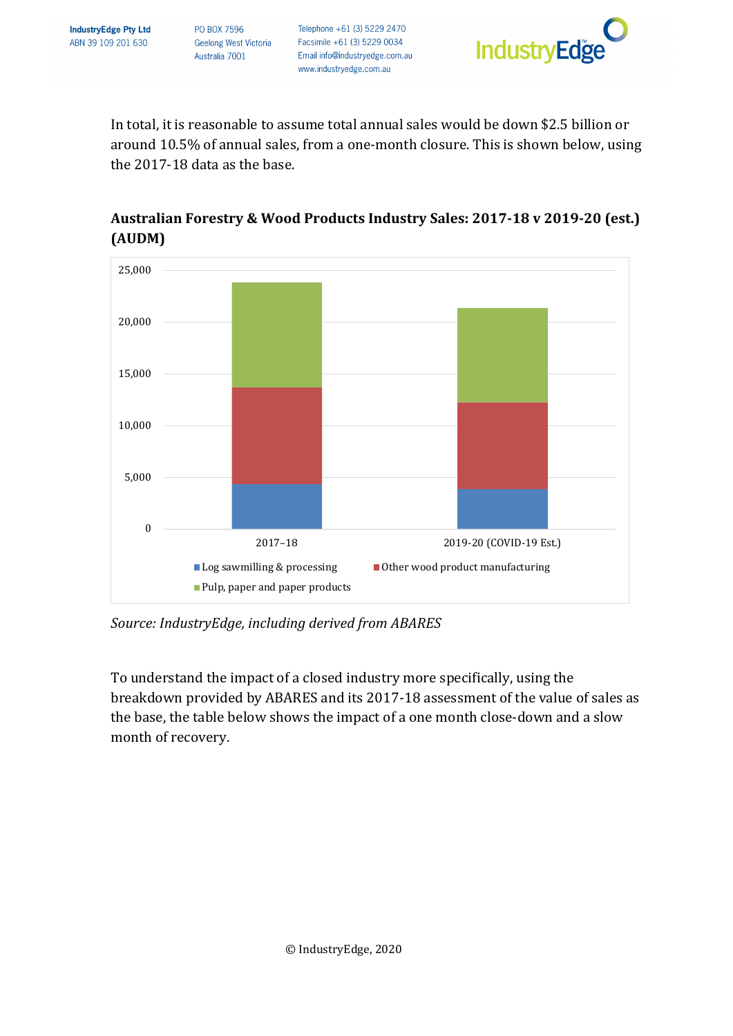In total, it is reasonable to assume total annual sales would be down $2.5 billion or around 10.5% of annual sales, from a one-month closure. This is shown below, using the 2017-18 data as the base.

**Australian Forestry & Wood Products Industry Sales: 2017-18 v 2019-20 (est.) (AUDM)**

*Source: IndustryEdge, including derived from ABARES*

To understand the impact of a closed industry more specifically, using the breakdown provided by ABARES and its 2017-18 assessment of the value of sales as the base, the table below shows the impact of a one month close-down and a slow month of recovery.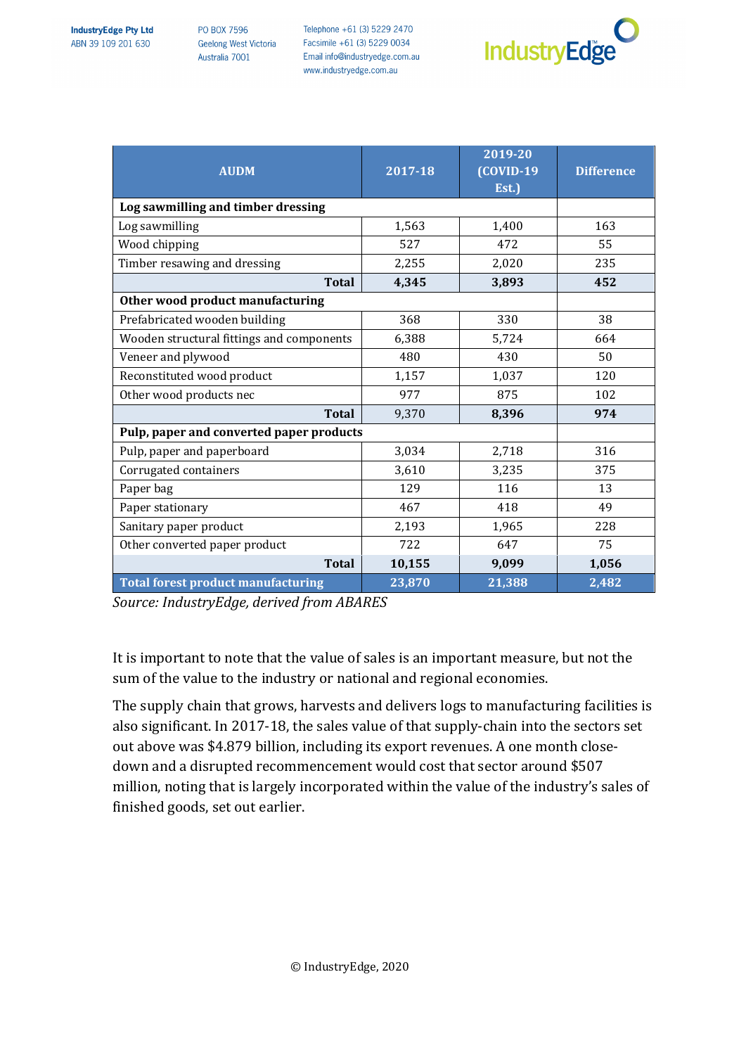| AUDM | 2017-18 | 2019-20 (COVID-19 Est.) | Difference |
|---|---|---|---|
| **Log sawmilling and timber dressing** | | | |
| Log sawmilling | 1,563 | 1,400 | 163 |
| Wood chipping | 527 | 472 | 55 |
| Timber resawing and dressing | 2,255 | 2,020 | 235 |
| **Total** | **4,345** | **3,893** | **452** |
| **Other wood product manufacturing** | | | |
| Prefabricated wooden building | 368 | 330 | 38 |
| Wooden structural fittings and components | 6,388 | 5,724 | 664 |
| Veneer and plywood | 480 | 430 | 50 |
| Reconstituted wood product | 1,157 | 1,037 | 120 |
| Other wood products nec | 977 | 875 | 102 |
| **Total** | 9,370 | **8,396** | **974** |
| **Pulp, paper and converted paper products** | | | |
| Pulp, paper and paperboard | 3,034 | 2,718 | 316 |
| Corrugated containers | 3,610 | 3,235 | 375 |
| Paper bag | 129 | 116 | 13 |
| Paper stationary | 467 | 418 | 49 |
| Sanitary paper product | 2,193 | 1,965 | 228 |
| Other converted paper product | 722 | 647 | 75 |
| **Total** | **10,155** | **9,099** | **1,056** |
| **Total forest product manufacturing** | **23,870** | **21,388** | **2,482** |

*Source: IndustryEdge, derived from ABARES*

It is important to note that the value of sales is an important measure, but not the sum of the value to the industry or national and regional economies.

The supply chain that grows, harvests and delivers logs to manufacturing facilities is also significant. In 2017-18, the sales value of that supply-chain into the sectors set out above was $4.879 billion, including its export revenues. A one month close-down and a disrupted recommencement would cost that sector around $507 million, noting that is largely incorporated within the value of the industry's sales of finished goods, set out earlier.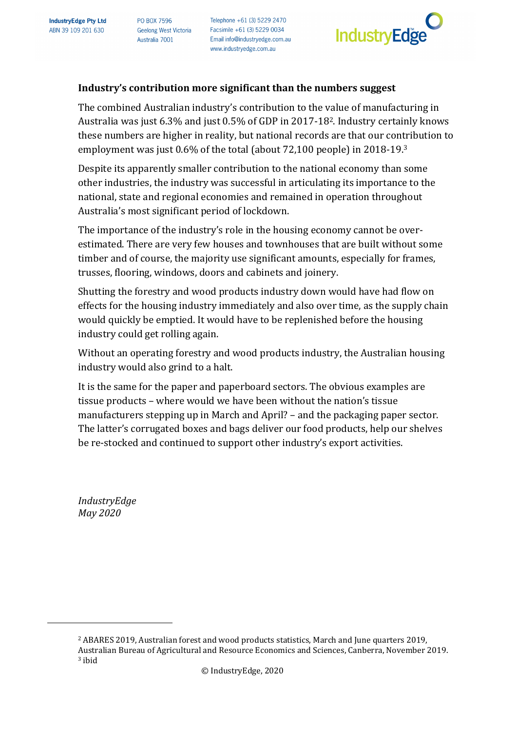### Industry's contribution more significant than the numbers suggest

The combined Australian industry's contribution to the value of manufacturing in Australia was just 6.3% and just 0.5% of GDP in 2017-18[2]. Industry certainly knows these numbers are higher in reality, but national records are that our contribution to employment was just 0.6% of the total (about 72,100 people) in 2018-19.[3]

Despite its apparently smaller contribution to the national economy than some other industries, the industry was successful in articulating its importance to the national, state and regional economies and remained in operation throughout Australia's most significant period of lockdown.

The importance of the industry's role in the housing economy cannot be over-estimated. There are very few houses and townhouses that are built without some timber and of course, the majority use significant amounts, especially for frames, trusses, flooring, windows, doors and cabinets and joinery.

Shutting the forestry and wood products industry down would have had flow on effects for the housing industry immediately and also over time, as the supply chain would quickly be emptied. It would have to be replenished before the housing industry could get rolling again.

Without an operating forestry and wood products industry, the Australian housing industry would also grind to a halt.

It is the same for the paper and paperboard sectors. The obvious examples are tissue products – where would we have been without the nation's tissue manufacturers stepping up in March and April? – and the packaging paper sector. The latter's corrugated boxes and bags deliver our food products, help our shelves be re-stocked and continued to support other industry's export activities.

*IndustryEdge*
*May 2020*

---

[2] ABARES 2019, Australian forest and wood products statistics, March and June quarters 2019, Australian Bureau of Agricultural and Resource Economics and Sciences, Canberra, November 2019.
[3] ibid